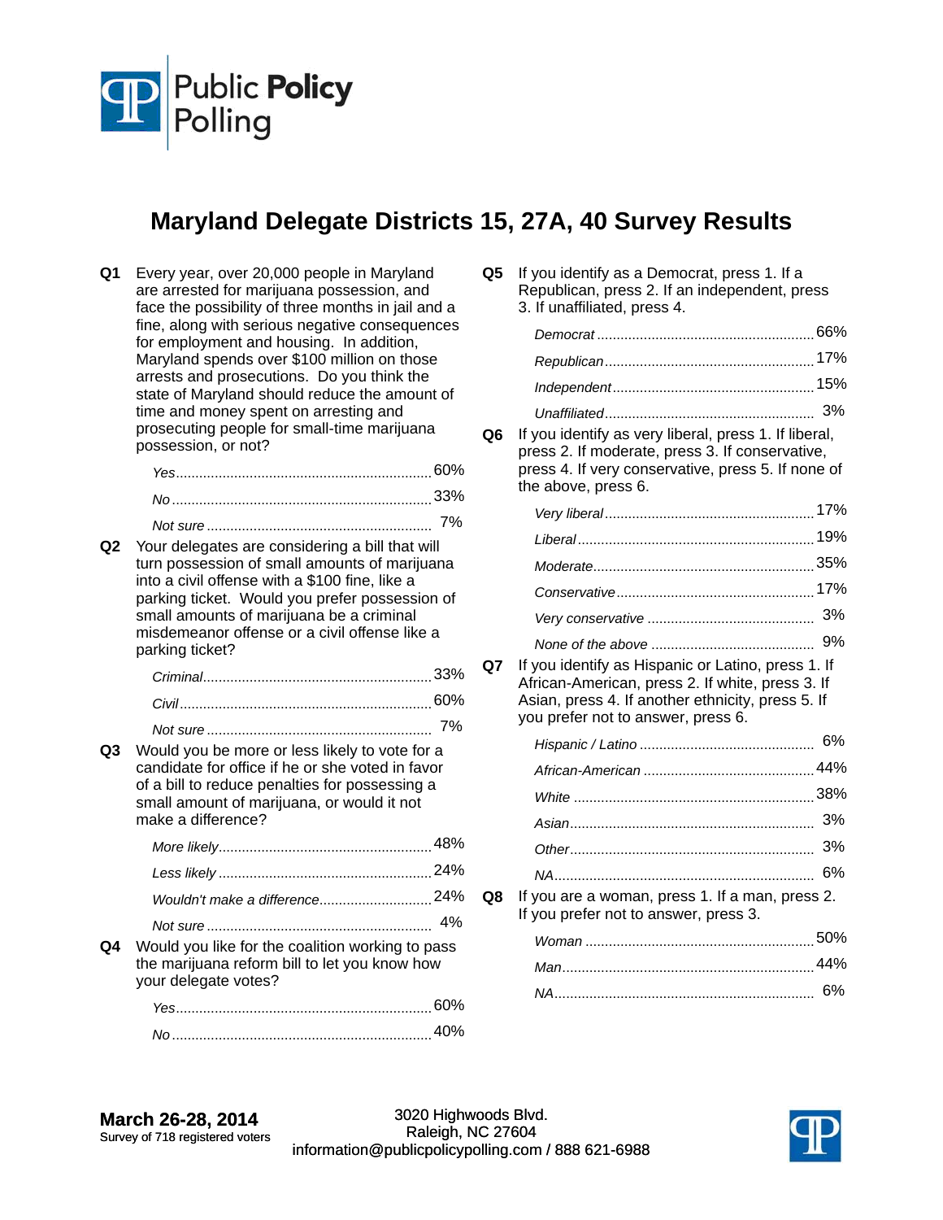Public **Policy** Polling

# Maryland Delegate Districts 15, 27A, 40 Survey Results

**Q1** Every year, over 20,000 people in Maryland are arrested for marijuana possession, and face the possibility of three months in jail and a fine, along with serious negative consequences for employment and housing. In addition, Maryland spends over $100 million on those arrests and prosecutions. Do you think the state of Maryland should reduce the amount of time and money spent on arresting and prosecuting people for small-time marijuana possession, or not?

| | |
|---|---|
| *Yes* | 60% |
| *No* | 33% |
| *Not sure* | 7% |

**Q2** Your delegates are considering a bill that will turn possession of small amounts of marijuana into a civil offense with a $100 fine, like a parking ticket. Would you prefer possession of small amounts of marijuana be a criminal misdemeanor offense or a civil offense like a parking ticket?

| | |
|---|---|
| *Criminal* | 33% |
| *Civil* | 60% |
| *Not sure* | 7% |

**Q3** Would you be more or less likely to vote for a candidate for office if he or she voted in favor of a bill to reduce penalties for possessing a small amount of marijuana, or would it not make a difference?

| | |
|---|---|
| *More likely* | 48% |
| *Less likely* | 24% |
| *Wouldn't make a difference* | 24% |
| *Not sure* | 4% |

**Q4** Would you like for the coalition working to pass the marijuana reform bill to let you know how your delegate votes?

| | |
|---|---|
| *Yes* | 60% |
| *No* | 40% |

**Q5** If you identify as a Democrat, press 1. If a Republican, press 2. If an independent, press 3. If unaffiliated, press 4.

| | |
|---|---|
| *Democrat* | 66% |
| *Republican* | 17% |
| *Independent* | 15% |
| *Unaffiliated* | 3% |

**Q6** If you identify as very liberal, press 1. If liberal, press 2. If moderate, press 3. If conservative, press 4. If very conservative, press 5. If none of the above, press 6.

| | |
|---|---|
| *Very liberal* | 17% |
| *Liberal* | 19% |
| *Moderate* | 35% |
| *Conservative* | 17% |
| *Very conservative* | 3% |
| *None of the above* | 9% |

**Q7** If you identify as Hispanic or Latino, press 1. If African-American, press 2. If white, press 3. If Asian, press 4. If another ethnicity, press 5. If you prefer not to answer, press 6.

| | |
|---|---|
| *Hispanic / Latino* | 6% |
| *African-American* | 44% |
| *White* | 38% |
| *Asian* | 3% |
| *Other* | 3% |
| *NA* | 6% |

**Q8** If you are a woman, press 1. If a man, press 2. If you prefer not to answer, press 3.

| | |
|---|---|
| *Woman* | 50% |
| *Man* | 44% |
| *NA* | 6% |

**March 26-28, 2014**
Survey of 718 registered voters

3020 Highwoods Blvd.
Raleigh, NC 27604
information@publicpolicypolling.com / 888 621-6988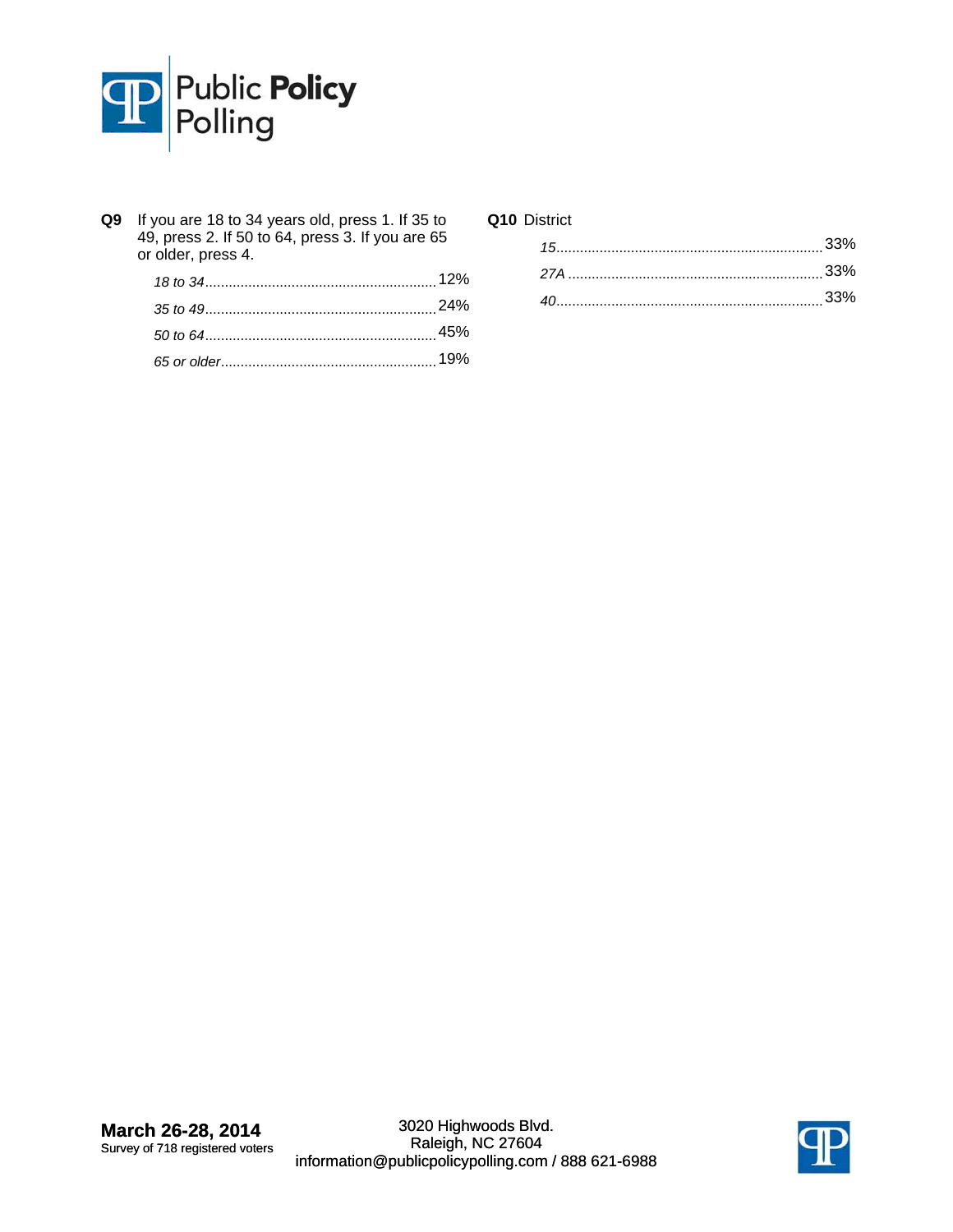**Q9** If you are 18 to 34 years old, press 1. If 35 to 49, press 2. If 50 to 64, press 3. If you are 65 or older, press 4.

| | |
|---|---|
| *18 to 34* | 12% |
| *35 to 49* | 24% |
| *50 to 64* | 45% |
| *65 or older* | 19% |

**Q10** District

| | |
|---|---|
| *15* | 33% |
| *27A* | 33% |
| *40* | 33% |

**March 26-28, 2014**
Survey of 718 registered voters

3020 Highwoods Blvd.
Raleigh, NC 27604
information@publicpolicypolling.com / 888 621-6988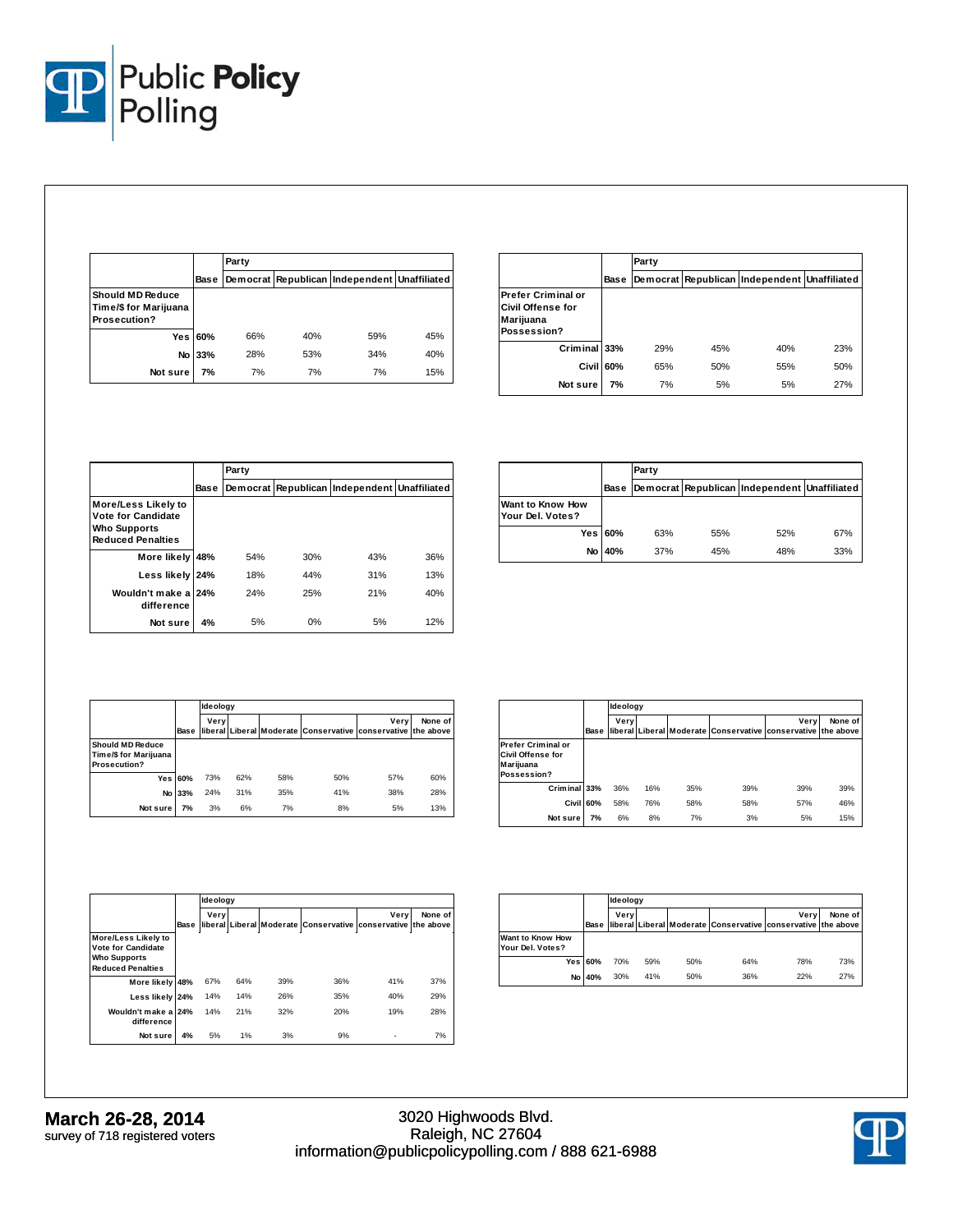| Should MD Reduce Time/$ for Marijuana Prosecution? | Base | Party | | | |
|---|---|---|---|---|---|
| | | Democrat | Republican | Independent | Unaffiliated |
| Yes | 60% | 66% | 40% | 59% | 45% |
| No | 33% | 28% | 53% | 34% | 40% |
| Not sure | 7% | 7% | 7% | 7% | 15% |

| Prefer Criminal or Civil Offense for Marijuana Possession? | Base | Party | | | |
|---|---|---|---|---|---|
| | | Democrat | Republican | Independent | Unaffiliated |
| Criminal | 33% | 29% | 45% | 40% | 23% |
| Civil | 60% | 65% | 50% | 55% | 50% |
| Not sure | 7% | 7% | 5% | 5% | 27% |

| More/Less Likely to Vote for Candidate Who Supports Reduced Penalties | Base | Party | | | |
|---|---|---|---|---|---|
| | | Democrat | Republican | Independent | Unaffiliated |
| More likely | 48% | 54% | 30% | 43% | 36% |
| Less likely | 24% | 18% | 44% | 31% | 13% |
| Wouldn't make a difference | 24% | 24% | 25% | 21% | 40% |
| Not sure | 4% | 5% | 0% | 5% | 12% |

| Want to Know How Your Del. Votes? | Base | Party | | | |
|---|---|---|---|---|---|
| | | Democrat | Republican | Independent | Unaffiliated |
| Yes | 60% | 63% | 55% | 52% | 67% |
| No | 40% | 37% | 45% | 48% | 33% |

| Should MD Reduce Time/$ for Marijuana Prosecution? | Base | Ideology | | | | | |
|---|---|---|---|---|---|---|---|
| | | Very liberal | Liberal | Moderate | Conservative | Very conservative | None of the above |
| Yes | 60% | 73% | 62% | 58% | 50% | 57% | 60% |
| No | 33% | 24% | 31% | 35% | 41% | 38% | 28% |
| Not sure | 7% | 3% | 6% | 7% | 8% | 5% | 13% |

| Prefer Criminal or Civil Offense for Marijuana Possession? | Base | Ideology | | | | | |
|---|---|---|---|---|---|---|---|
| | | Very liberal | Liberal | Moderate | Conservative | Very conservative | None of the above |
| Criminal | 33% | 36% | 16% | 35% | 39% | 39% | 39% |
| Civil | 60% | 58% | 76% | 58% | 58% | 57% | 46% |
| Not sure | 7% | 6% | 8% | 7% | 3% | 5% | 15% |

| More/Less Likely to Vote for Candidate Who Supports Reduced Penalties | Base | Ideology | | | | | |
|---|---|---|---|---|---|---|---|
| | | Very liberal | Liberal | Moderate | Conservative | Very conservative | None of the above |
| More likely | 48% | 67% | 64% | 39% | 36% | 41% | 37% |
| Less likely | 24% | 14% | 14% | 26% | 35% | 40% | 29% |
| Wouldn't make a difference | 24% | 14% | 21% | 32% | 20% | 19% | 28% |
| Not sure | 4% | 5% | 1% | 3% | 9% | - | 7% |

| Want to Know How Your Del. Votes? | Base | Ideology | | | | | |
|---|---|---|---|---|---|---|---|
| | | Very liberal | Liberal | Moderate | Conservative | Very conservative | None of the above |
| Yes | 60% | 70% | 59% | 50% | 64% | 78% | 73% |
| No | 40% | 30% | 41% | 50% | 36% | 22% | 27% |

**March 26-28, 2014**
survey of 718 registered voters

3020 Highwoods Blvd.
Raleigh, NC 27604
information@publicpolicypolling.com / 888 621-6988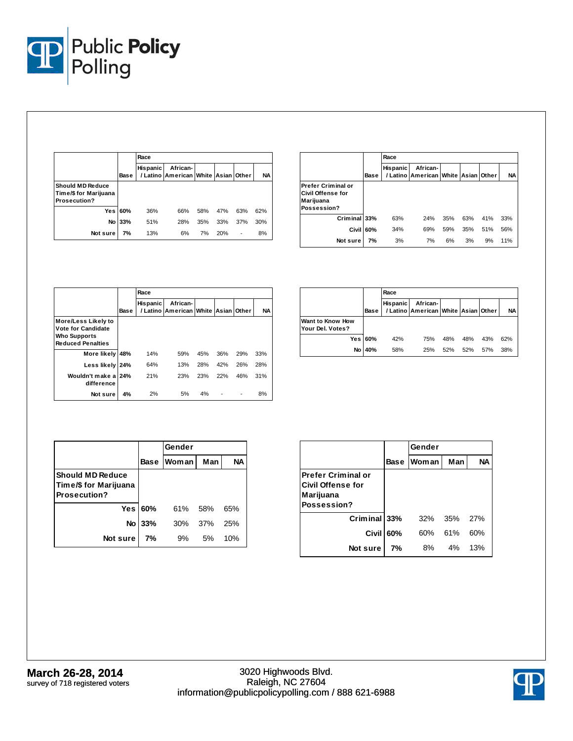| | Base | Race | | | | | |
|---|---|---|---|---|---|---|---|
| | | Hispanic / Latino | African-American | White | Asian | Other | NA |
| **Should MD Reduce Time/$ for Marijuana Prosecution?** | | | | | | | |
| Yes | 60% | 36% | 66% | 58% | 47% | 63% | 62% |
| No | 33% | 51% | 28% | 35% | 33% | 37% | 30% |
| Not sure | 7% | 13% | 6% | 7% | 20% | - | 8% |

| | Base | Race | | | | | |
|---|---|---|---|---|---|---|---|
| | | Hispanic / Latino | African-American | White | Asian | Other | NA |
| **Prefer Criminal or Civil Offense for Marijuana Possession?** | | | | | | | |
| Criminal | 33% | 63% | 24% | 35% | 63% | 41% | 33% |
| Civil | 60% | 34% | 69% | 59% | 35% | 51% | 56% |
| Not sure | 7% | 3% | 7% | 6% | 3% | 9% | 11% |

| | Base | Race | | | | | |
|---|---|---|---|---|---|---|---|
| | | Hispanic / Latino | African-American | White | Asian | Other | NA |
| **More/Less Likely to Vote for Candidate Who Supports Reduced Penalties** | | | | | | | |
| More likely | 48% | 14% | 59% | 45% | 36% | 29% | 33% |
| Less likely | 24% | 64% | 13% | 28% | 42% | 26% | 28% |
| Wouldn't make a difference | 24% | 21% | 23% | 23% | 22% | 46% | 31% |
| Not sure | 4% | 2% | 5% | 4% | - | - | 8% |

| | Base | Race | | | | | |
|---|---|---|---|---|---|---|---|
| | | Hispanic / Latino | African-American | White | Asian | Other | NA |
| **Want to Know How Your Del. Votes?** | | | | | | | |
| Yes | 60% | 42% | 75% | 48% | 48% | 43% | 62% |
| No | 40% | 58% | 25% | 52% | 52% | 57% | 38% |

| | Base | Gender | | |
|---|---|---|---|---|
| | | Woman | Man | NA |
| **Should MD Reduce Time/$ for Marijuana Prosecution?** | | | | |
| Yes | 60% | 61% | 58% | 65% |
| No | 33% | 30% | 37% | 25% |
| Not sure | 7% | 9% | 5% | 10% |

| | Base | Gender | | |
|---|---|---|---|---|
| | | Woman | Man | NA |
| **Prefer Criminal or Civil Offense for Marijuana Possession?** | | | | |
| Criminal | 33% | 32% | 35% | 27% |
| Civil | 60% | 60% | 61% | 60% |
| Not sure | 7% | 8% | 4% | 13% |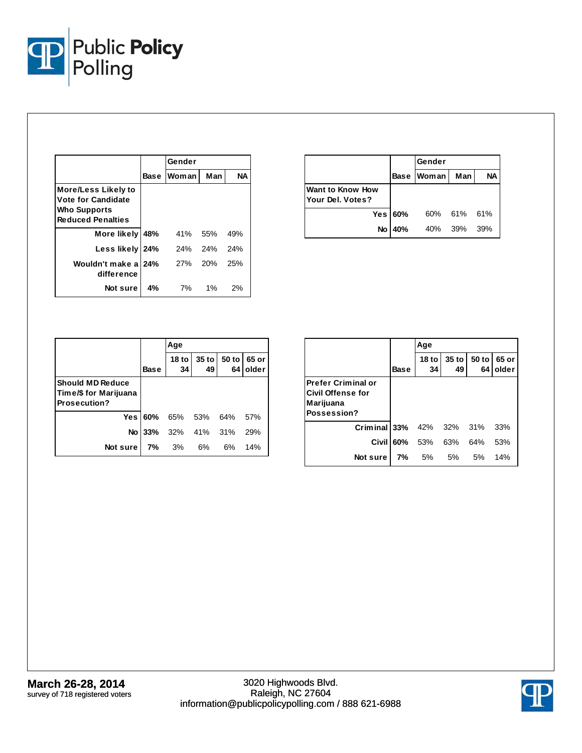| | Base | Gender | | |
|---|---|---|---|---|
| | | Woman | Man | NA |
| **More/Less Likely to Vote for Candidate Who Supports Reduced Penalties** | | | | |
| More likely | 48% | 41% | 55% | 49% |
| Less likely | 24% | 24% | 24% | 24% |
| Wouldn't make a difference | 24% | 27% | 20% | 25% |
| Not sure | 4% | 7% | 1% | 2% |

| | Base | Gender | | |
|---|---|---|---|---|
| | | Woman | Man | NA |
| **Want to Know How Your Del. Votes?** | | | | |
| Yes | 60% | 60% | 61% | 61% |
| No | 40% | 40% | 39% | 39% |

| | Base | Age | | | |
|---|---|---|---|---|---|
| | | 18 to 34 | 35 to 49 | 50 to 64 | 65 or older |
| **Should MD Reduce Time/$ for Marijuana Prosecution?** | | | | | |
| Yes | 60% | 65% | 53% | 64% | 57% |
| No | 33% | 32% | 41% | 31% | 29% |
| Not sure | 7% | 3% | 6% | 6% | 14% |

| | Base | Age | | | |
|---|---|---|---|---|---|
| | | 18 to 34 | 35 to 49 | 50 to 64 | 65 or older |
| **Prefer Criminal or Civil Offense for Marijuana Possession?** | | | | | |
| Criminal | 33% | 42% | 32% | 31% | 33% |
| Civil | 60% | 53% | 63% | 64% | 53% |
| Not sure | 7% | 5% | 5% | 5% | 14% |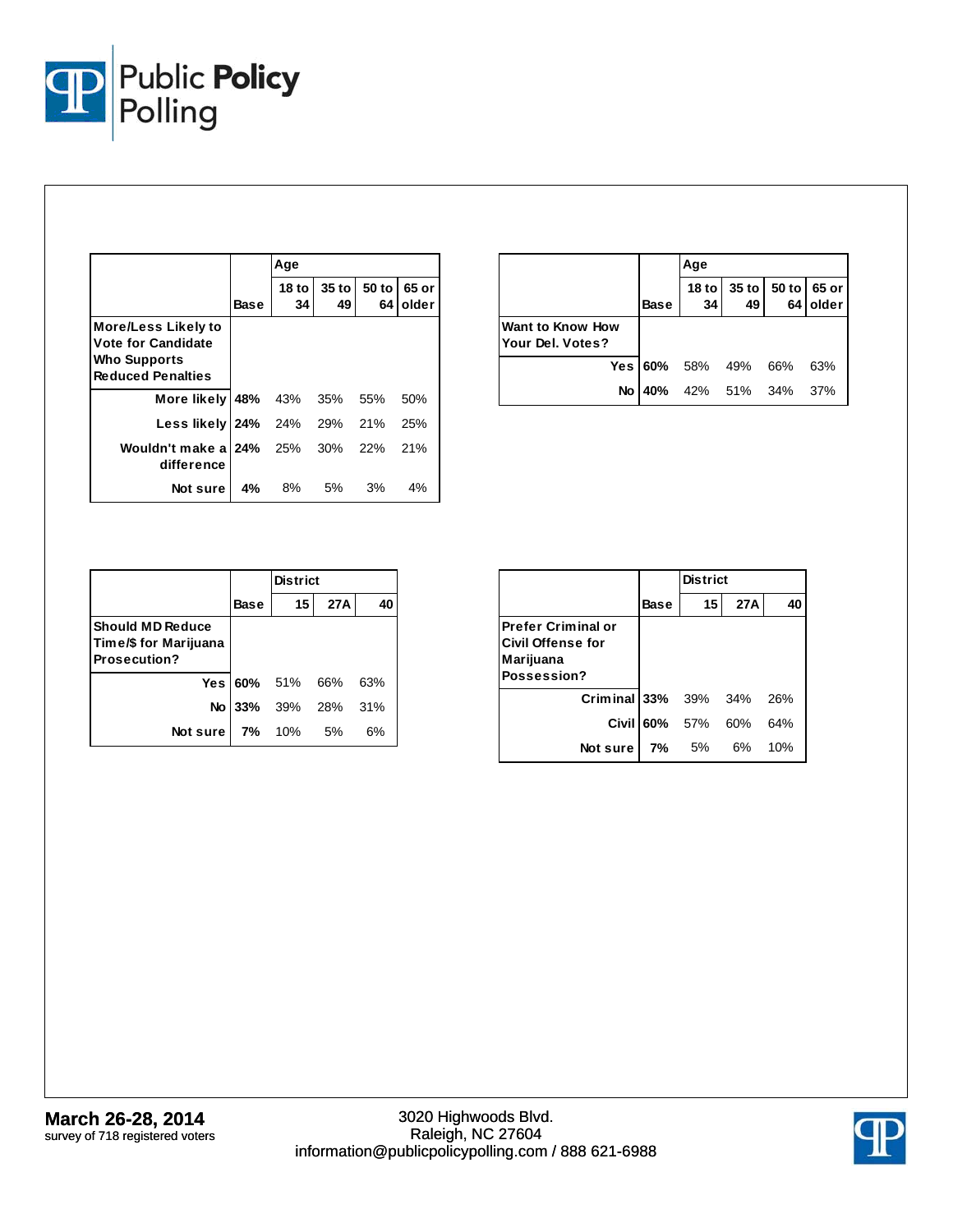| More/Less Likely to Vote for Candidate Who Supports Reduced Penalties | Base | Age | | | |
|---|---|---|---|---|---|
| | | 18 to 34 | 35 to 49 | 50 to 64 | 65 or older |
| More likely | 48% | 43% | 35% | 55% | 50% |
| Less likely | 24% | 24% | 29% | 21% | 25% |
| Wouldn't make a difference | 24% | 25% | 30% | 22% | 21% |
| Not sure | 4% | 8% | 5% | 3% | 4% |

| Want to Know How Your Del. Votes? | Base | Age | | | |
|---|---|---|---|---|---|
| | | 18 to 34 | 35 to 49 | 50 to 64 | 65 or older |
| Yes | 60% | 58% | 49% | 66% | 63% |
| No | 40% | 42% | 51% | 34% | 37% |

| Should MD Reduce Time/$ for Marijuana Prosecution? | Base | District | | |
|---|---|---|---|---|
| | | 15 | 27A | 40 |
| Yes | 60% | 51% | 66% | 63% |
| No | 33% | 39% | 28% | 31% |
| Not sure | 7% | 10% | 5% | 6% |

| Prefer Criminal or Civil Offense for Marijuana Possession? | Base | District | | |
|---|---|---|---|---|
| | | 15 | 27A | 40 |
| Criminal | 33% | 39% | 34% | 26% |
| Civil | 60% | 57% | 60% | 64% |
| Not sure | 7% | 5% | 6% | 10% |

**March 26-28, 2014**
survey of 718 registered voters

3020 Highwoods Blvd.
Raleigh, NC 27604
information@publicpolicypolling.com / 888 621-6988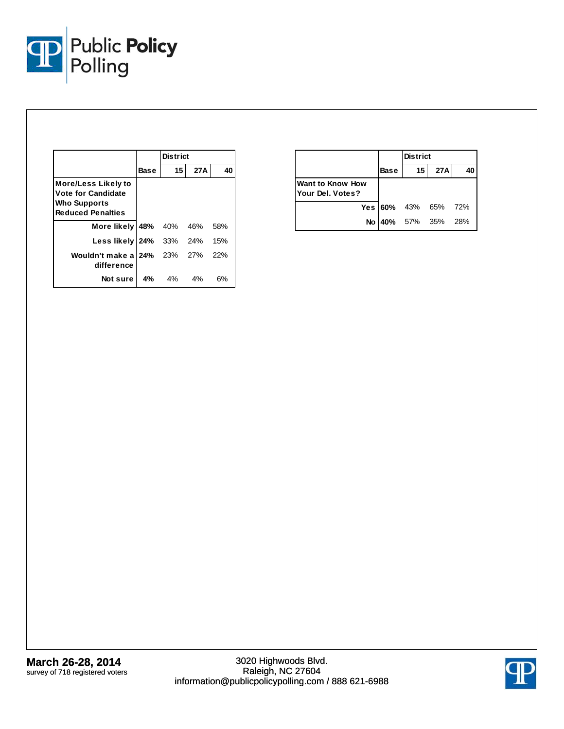| More/Less Likely to Vote for Candidate Who Supports Reduced Penalties | Base | District 15 | District 27A | District 40 |
|---|---|---|---|---|
| More likely | **48%** | 40% | 46% | 58% |
| Less likely | **24%** | 33% | 24% | 15% |
| Wouldn't make a difference | **24%** | 23% | 27% | 22% |
| Not sure | **4%** | 4% | 4% | 6% |

| Want to Know How Your Del. Votes? | Base | District 15 | District 27A | District 40 |
|---|---|---|---|---|
| Yes | **60%** | 43% | 65% | 72% |
| No | **40%** | 57% | 35% | 28% |

**March 26-28, 2014**
survey of 718 registered voters

3020 Highwoods Blvd.
Raleigh, NC 27604
information@publicpolicypolling.com / 888 621-6988